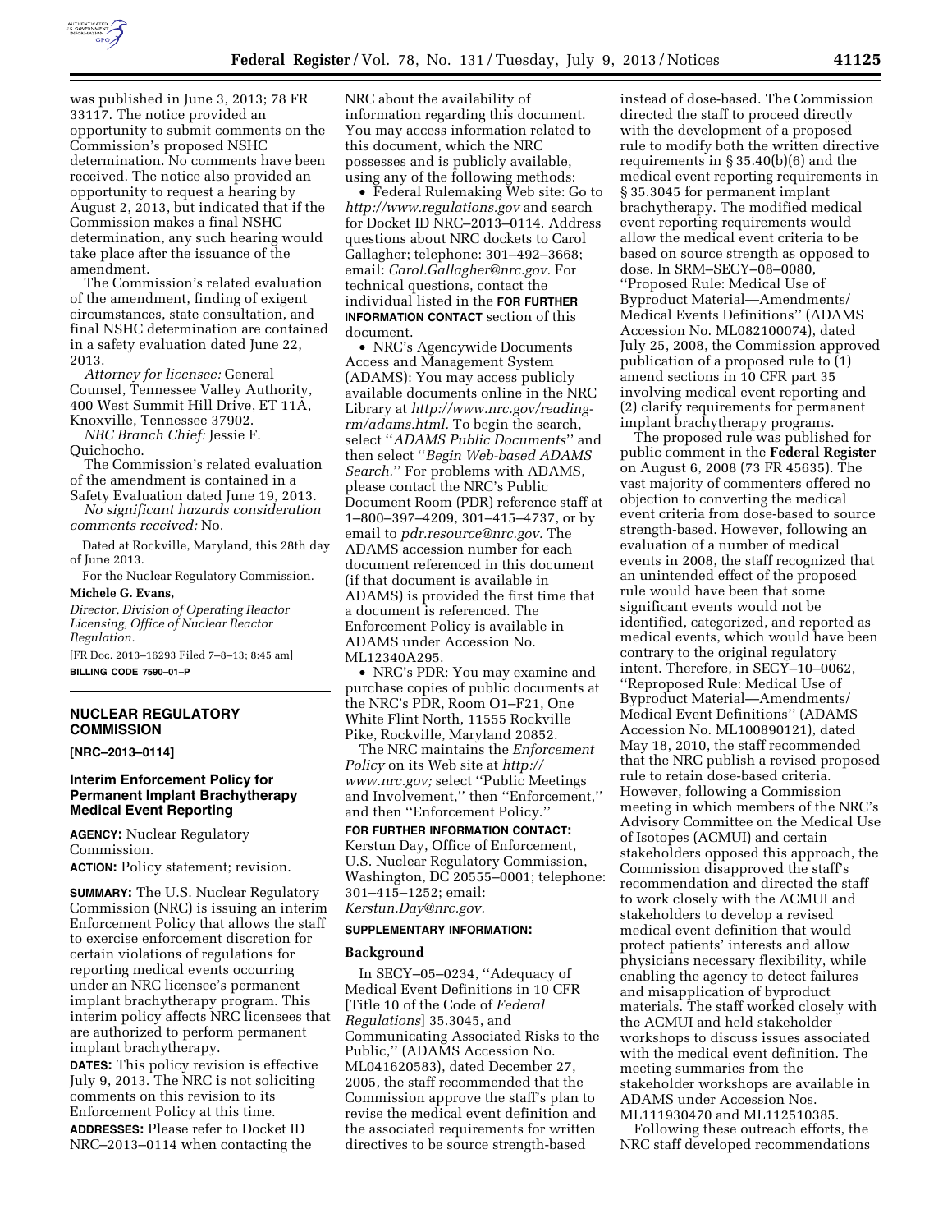was published in June 3, 2013; 78 FR 33117. The notice provided an opportunity to submit comments on the Commission's proposed NSHC determination. No comments have been received. The notice also provided an opportunity to request a hearing by August 2, 2013, but indicated that if the Commission makes a final NSHC determination, any such hearing would take place after the issuance of the amendment.

The Commission's related evaluation of the amendment, finding of exigent circumstances, state consultation, and final NSHC determination are contained in a safety evaluation dated June 22, 2013.

*Attorney for licensee:* General Counsel, Tennessee Valley Authority, 400 West Summit Hill Drive, ET 11A, Knoxville, Tennessee 37902.

*NRC Branch Chief:* Jessie F. Quichocho.

The Commission's related evaluation of the amendment is contained in a Safety Evaluation dated June 19, 2013.

*No significant hazards consideration comments received:* No.

Dated at Rockville, Maryland, this 28th day of June 2013.

For the Nuclear Regulatory Commission.

**Michele G. Evans,**

*Director, Division of Operating Reactor Licensing, Office of Nuclear Reactor Regulation.*

[FR Doc. 2013–16293 Filed 7–8–13; 8:45 am]

**BILLING CODE 7590–01–P**

## NUCLEAR REGULATORY COMMISSION

**[NRC–2013–0114]**

### Interim Enforcement Policy for Permanent Implant Brachytherapy Medical Event Reporting

**AGENCY:** Nuclear Regulatory Commission.

**ACTION:** Policy statement; revision.

**SUMMARY:** The U.S. Nuclear Regulatory Commission (NRC) is issuing an interim Enforcement Policy that allows the staff to exercise enforcement discretion for certain violations of regulations for reporting medical events occurring under an NRC licensee's permanent implant brachytherapy program. This interim policy affects NRC licensees that are authorized to perform permanent implant brachytherapy.

**DATES:** This policy revision is effective July 9, 2013. The NRC is not soliciting comments on this revision to its Enforcement Policy at this time.

**ADDRESSES:** Please refer to Docket ID NRC–2013–0114 when contacting the NRC about the availability of information regarding this document. You may access information related to this document, which the NRC possesses and is publicly available, using any of the following methods:

- Federal Rulemaking Web site: Go to *http://www.regulations.gov* and search for Docket ID NRC–2013–0114. Address questions about NRC dockets to Carol Gallagher; telephone: 301–492–3668; email: *Carol.Gallagher@nrc.gov.* For technical questions, contact the individual listed in the **FOR FURTHER INFORMATION CONTACT** section of this document.
- NRC's Agencywide Documents Access and Management System (ADAMS): You may access publicly available documents online in the NRC Library at *http://www.nrc.gov/reading-rm/adams.html.* To begin the search, select "*ADAMS Public Documents*" and then select "*Begin Web-based ADAMS Search.*" For problems with ADAMS, please contact the NRC's Public Document Room (PDR) reference staff at 1–800–397–4209, 301–415–4737, or by email to *pdr.resource@nrc.gov.* The ADAMS accession number for each document referenced in this document (if that document is available in ADAMS) is provided the first time that a document is referenced. The Enforcement Policy is available in ADAMS under Accession No. ML12340A295.
- NRC's PDR: You may examine and purchase copies of public documents at the NRC's PDR, Room O1–F21, One White Flint North, 11555 Rockville Pike, Rockville, Maryland 20852.

The NRC maintains the *Enforcement Policy* on its Web site at *http://www.nrc.gov;* select "Public Meetings and Involvement," then "Enforcement," and then "Enforcement Policy."

**FOR FURTHER INFORMATION CONTACT:** Kerstun Day, Office of Enforcement, U.S. Nuclear Regulatory Commission, Washington, DC 20555–0001; telephone: 301–415–1252; email: *Kerstun.Day@nrc.gov.*

**SUPPLEMENTARY INFORMATION:**

#### Background

In SECY–05–0234, "Adequacy of Medical Event Definitions in 10 CFR [Title 10 of the Code of *Federal Regulations*] 35.3045, and Communicating Associated Risks to the Public," (ADAMS Accession No. ML041620583), dated December 27, 2005, the staff recommended that the Commission approve the staff's plan to revise the medical event definition and the associated requirements for written directives to be source strength-based instead of dose-based. The Commission directed the staff to proceed directly with the development of a proposed rule to modify both the written directive requirements in § 35.40(b)(6) and the medical event reporting requirements in § 35.3045 for permanent implant brachytherapy. The modified medical event reporting requirements would allow the medical event criteria to be based on source strength as opposed to dose. In SRM–SECY–08–0080, "Proposed Rule: Medical Use of Byproduct Material—Amendments/Medical Events Definitions" (ADAMS Accession No. ML082100074), dated July 25, 2008, the Commission approved publication of a proposed rule to (1) amend sections in 10 CFR part 35 involving medical event reporting and (2) clarify requirements for permanent implant brachytherapy programs.

The proposed rule was published for public comment in the **Federal Register** on August 6, 2008 (73 FR 45635). The vast majority of commenters offered no objection to converting the medical event criteria from dose-based to source strength-based. However, following an evaluation of a number of medical events in 2008, the staff recognized that an unintended effect of the proposed rule would have been that some significant events would not be identified, categorized, and reported as medical events, which would have been contrary to the original regulatory intent. Therefore, in SECY–10–0062, "Reproposed Rule: Medical Use of Byproduct Material—Amendments/Medical Event Definitions" (ADAMS Accession No. ML100890121), dated May 18, 2010, the staff recommended that the NRC publish a revised proposed rule to retain dose-based criteria. However, following a Commission meeting in which members of the NRC's Advisory Committee on the Medical Use of Isotopes (ACMUI) and certain stakeholders opposed this approach, the Commission disapproved the staff's recommendation and directed the staff to work closely with the ACMUI and stakeholders to develop a revised medical event definition that would protect patients' interests and allow physicians necessary flexibility, while enabling the agency to detect failures and misapplication of byproduct materials. The staff worked closely with the ACMUI and held stakeholder workshops to discuss issues associated with the medical event definition. The meeting summaries from the stakeholder workshops are available in ADAMS under Accession Nos. ML111930470 and ML112510385.

Following these outreach efforts, the NRC staff developed recommendations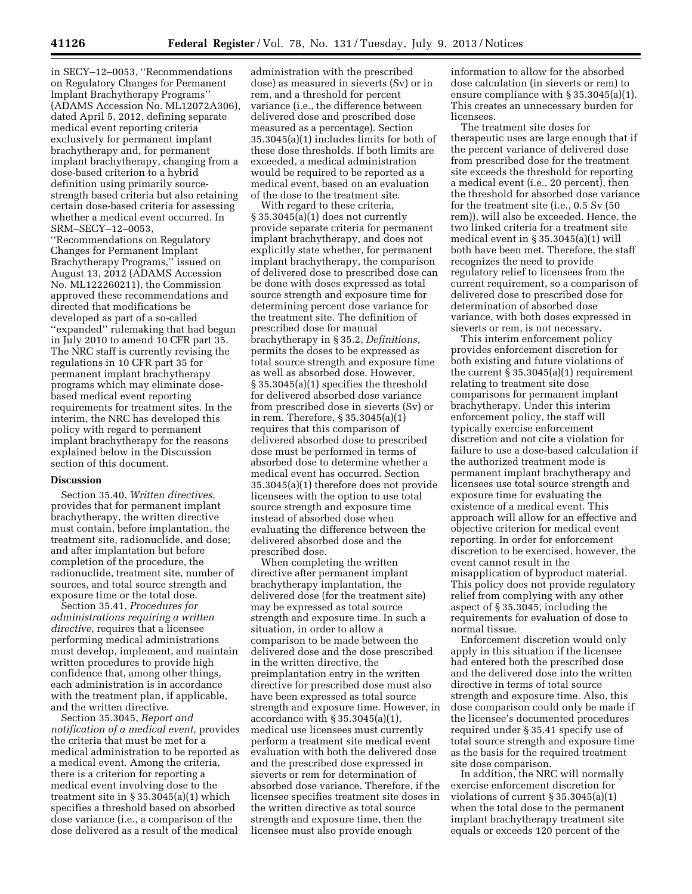in SECY–12–0053, ''Recommendations on Regulatory Changes for Permanent Implant Brachytherapy Programs'' (ADAMS Accession No. ML12072A306), dated April 5, 2012, defining separate medical event reporting criteria exclusively for permanent implant brachytherapy and, for permanent implant brachytherapy, changing from a dose-based criterion to a hybrid definition using primarily source-strength based criteria but also retaining certain dose-based criteria for assessing whether a medical event occurred. In SRM–SECY–12–0053, ''Recommendations on Regulatory Changes for Permanent Implant Brachytherapy Programs,'' issued on August 13, 2012 (ADAMS Accession No. ML122260211), the Commission approved these recommendations and directed that modifications be developed as part of a so-called ''expanded'' rulemaking that had begun in July 2010 to amend 10 CFR part 35. The NRC staff is currently revising the regulations in 10 CFR part 35 for permanent implant brachytherapy programs which may eliminate dose-based medical event reporting requirements for treatment sites. In the interim, the NRC has developed this policy with regard to permanent implant brachytherapy for the reasons explained below in the Discussion section of this document.

**Discussion**

Section 35.40, *Written directives,* provides that for permanent implant brachytherapy, the written directive must contain, before implantation, the treatment site, radionuclide, and dose; and after implantation but before completion of the procedure, the radionuclide, treatment site, number of sources, and total source strength and exposure time or the total dose.

Section 35.41, *Procedures for administrations requiring a written directive,* requires that a licensee performing medical administrations must develop, implement, and maintain written procedures to provide high confidence that, among other things, each administration is in accordance with the treatment plan, if applicable, and the written directive.

Section 35.3045, *Report and notification of a medical event,* provides the criteria that must be met for a medical administration to be reported as a medical event. Among the criteria, there is a criterion for reporting a medical event involving dose to the treatment site in § 35.3045(a)(1) which specifies a threshold based on absorbed dose variance (i.e., a comparison of the dose delivered as a result of the medical administration with the prescribed dose) as measured in sieverts (Sv) or in rem, and a threshold for percent variance (i.e., the difference between delivered dose and prescribed dose measured as a percentage). Section 35.3045(a)(1) includes limits for both of these dose thresholds. If both limits are exceeded, a medical administration would be required to be reported as a medical event, based on an evaluation of the dose to the treatment site.

With regard to these criteria, § 35.3045(a)(1) does not currently provide separate criteria for permanent implant brachytherapy, and does not explicitly state whether, for permanent implant brachytherapy, the comparison of delivered dose to prescribed dose can be done with doses expressed as total source strength and exposure time for determining percent dose variance for the treatment site. The definition of prescribed dose for manual brachytherapy in § 35.2, *Definitions,* permits the doses to be expressed as total source strength and exposure time as well as absorbed dose. However, § 35.3045(a)(1) specifies the threshold for delivered absorbed dose variance from prescribed dose in sieverts (Sv) or in rem. Therefore, § 35.3045(a)(1) requires that this comparison of delivered absorbed dose to prescribed dose must be performed in terms of absorbed dose to determine whether a medical event has occurred. Section 35.3045(a)(1) therefore does not provide licensees with the option to use total source strength and exposure time instead of absorbed dose when evaluating the difference between the delivered absorbed dose and the prescribed dose.

When completing the written directive after permanent implant brachytherapy implantation, the delivered dose (for the treatment site) may be expressed as total source strength and exposure time. In such a situation, in order to allow a comparison to be made between the delivered dose and the dose prescribed in the written directive, the preimplantation entry in the written directive for prescribed dose must also have been expressed as total source strength and exposure time. However, in accordance with § 35.3045(a)(1), medical use licensees must currently perform a treatment site medical event evaluation with both the delivered dose and the prescribed dose expressed in sieverts or rem for determination of absorbed dose variance. Therefore, if the licensee specifies treatment site doses in the written directive as total source strength and exposure time, then the licensee must also provide enough information to allow for the absorbed dose calculation (in sieverts or rem) to ensure compliance with § 35.3045(a)(1). This creates an unnecessary burden for licensees.

The treatment site doses for therapeutic uses are large enough that if the percent variance of delivered dose from prescribed dose for the treatment site exceeds the threshold for reporting a medical event (i.e., 20 percent), then the threshold for absorbed dose variance for the treatment site (i.e., 0.5 Sv (50 rem)), will also be exceeded. Hence, the two linked criteria for a treatment site medical event in § 35.3045(a)(1) will both have been met. Therefore, the staff recognizes the need to provide regulatory relief to licensees from the current requirement, so a comparison of delivered dose to prescribed dose for determination of absorbed dose variance, with both doses expressed in sieverts or rem, is not necessary.

This interim enforcement policy provides enforcement discretion for both existing and future violations of the current § 35.3045(a)(1) requirement relating to treatment site dose comparisons for permanent implant brachytherapy. Under this interim enforcement policy, the staff will typically exercise enforcement discretion and not cite a violation for failure to use a dose-based calculation if the authorized treatment mode is permanent implant brachytherapy and licensees use total source strength and exposure time for evaluating the existence of a medical event. This approach will allow for an effective and objective criterion for medical event reporting. In order for enforcement discretion to be exercised, however, the event cannot result in the misapplication of byproduct material. This policy does not provide regulatory relief from complying with any other aspect of § 35.3045, including the requirements for evaluation of dose to normal tissue.

Enforcement discretion would only apply in this situation if the licensee had entered both the prescribed dose and the delivered dose into the written directive in terms of total source strength and exposure time. Also, this dose comparison could only be made if the licensee's documented procedures required under § 35.41 specify use of total source strength and exposure time as the basis for the required treatment site dose comparison.

In addition, the NRC will normally exercise enforcement discretion for violations of current § 35.3045(a)(1) when the total dose to the permanent implant brachytherapy treatment site equals or exceeds 120 percent of the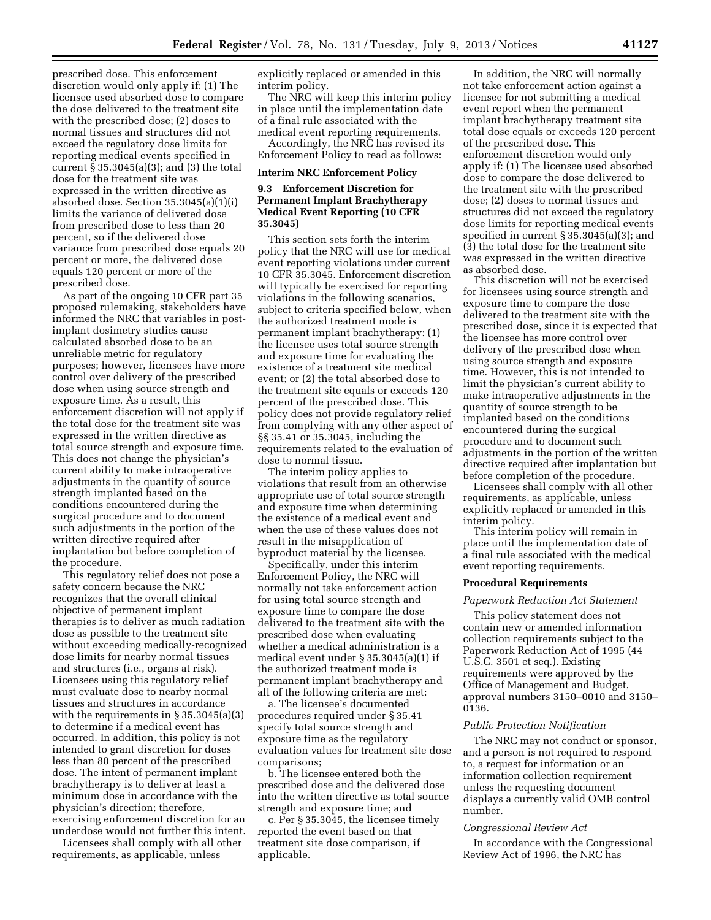prescribed dose. This enforcement discretion would only apply if: (1) The licensee used absorbed dose to compare the dose delivered to the treatment site with the prescribed dose; (2) doses to normal tissues and structures did not exceed the regulatory dose limits for reporting medical events specified in current § 35.3045(a)(3); and (3) the total dose for the treatment site was expressed in the written directive as absorbed dose. Section 35.3045(a)(1)(i) limits the variance of delivered dose from prescribed dose to less than 20 percent, so if the delivered dose variance from prescribed dose equals 20 percent or more, the delivered dose equals 120 percent or more of the prescribed dose.

As part of the ongoing 10 CFR part 35 proposed rulemaking, stakeholders have informed the NRC that variables in post-implant dosimetry studies cause calculated absorbed dose to be an unreliable metric for regulatory purposes; however, licensees have more control over delivery of the prescribed dose when using source strength and exposure time. As a result, this enforcement discretion will not apply if the total dose for the treatment site was expressed in the written directive as total source strength and exposure time. This does not change the physician's current ability to make intraoperative adjustments in the quantity of source strength implanted based on the conditions encountered during the surgical procedure and to document such adjustments in the portion of the written directive required after implantation but before completion of the procedure.

This regulatory relief does not pose a safety concern because the NRC recognizes that the overall clinical objective of permanent implant therapies is to deliver as much radiation dose as possible to the treatment site without exceeding medically-recognized dose limits for nearby normal tissues and structures (i.e., organs at risk). Licensees using this regulatory relief must evaluate dose to nearby normal tissues and structures in accordance with the requirements in § 35.3045(a)(3) to determine if a medical event has occurred. In addition, this policy is not intended to grant discretion for doses less than 80 percent of the prescribed dose. The intent of permanent implant brachytherapy is to deliver at least a minimum dose in accordance with the physician's direction; therefore, exercising enforcement discretion for an underdose would not further this intent.

Licensees shall comply with all other requirements, as applicable, unless explicitly replaced or amended in this interim policy.

The NRC will keep this interim policy in place until the implementation date of a final rule associated with the medical event reporting requirements.

Accordingly, the NRC has revised its Enforcement Policy to read as follows:

**Interim NRC Enforcement Policy**

**9.3 Enforcement Discretion for Permanent Implant Brachytherapy Medical Event Reporting (10 CFR 35.3045)**

This section sets forth the interim policy that the NRC will use for medical event reporting violations under current 10 CFR 35.3045. Enforcement discretion will typically be exercised for reporting violations in the following scenarios, subject to criteria specified below, when the authorized treatment mode is permanent implant brachytherapy: (1) the licensee uses total source strength and exposure time for evaluating the existence of a treatment site medical event; or (2) the total absorbed dose to the treatment site equals or exceeds 120 percent of the prescribed dose. This policy does not provide regulatory relief from complying with any other aspect of §§ 35.41 or 35.3045, including the requirements related to the evaluation of dose to normal tissue.

The interim policy applies to violations that result from an otherwise appropriate use of total source strength and exposure time when determining the existence of a medical event and when the use of these values does not result in the misapplication of byproduct material by the licensee.

Specifically, under this interim Enforcement Policy, the NRC will normally not take enforcement action for using total source strength and exposure time to compare the dose delivered to the treatment site with the prescribed dose when evaluating whether a medical administration is a medical event under § 35.3045(a)(1) if the authorized treatment mode is permanent implant brachytherapy and all of the following criteria are met:

a. The licensee's documented procedures required under § 35.41 specify total source strength and exposure time as the regulatory evaluation values for treatment site dose comparisons;

b. The licensee entered both the prescribed dose and the delivered dose into the written directive as total source strength and exposure time; and

c. Per § 35.3045, the licensee timely reported the event based on that treatment site dose comparison, if applicable.

In addition, the NRC will normally not take enforcement action against a licensee for not submitting a medical event report when the permanent implant brachytherapy treatment site total dose equals or exceeds 120 percent of the prescribed dose. This enforcement discretion would only apply if: (1) The licensee used absorbed dose to compare the dose delivered to the treatment site with the prescribed dose; (2) doses to normal tissues and structures did not exceed the regulatory dose limits for reporting medical events specified in current § 35.3045(a)(3); and (3) the total dose for the treatment site was expressed in the written directive as absorbed dose.

This discretion will not be exercised for licensees using source strength and exposure time to compare the dose delivered to the treatment site with the prescribed dose, since it is expected that the licensee has more control over delivery of the prescribed dose when using source strength and exposure time. However, this is not intended to limit the physician's current ability to make intraoperative adjustments in the quantity of source strength to be implanted based on the conditions encountered during the surgical procedure and to document such adjustments in the portion of the written directive required after implantation but before completion of the procedure.

Licensees shall comply with all other requirements, as applicable, unless explicitly replaced or amended in this interim policy.

This interim policy will remain in place until the implementation date of a final rule associated with the medical event reporting requirements.

**Procedural Requirements**

*Paperwork Reduction Act Statement*

This policy statement does not contain new or amended information collection requirements subject to the Paperwork Reduction Act of 1995 (44 U.S.C. 3501 et seq.). Existing requirements were approved by the Office of Management and Budget, approval numbers 3150–0010 and 3150–0136.

*Public Protection Notification*

The NRC may not conduct or sponsor, and a person is not required to respond to, a request for information or an information collection requirement unless the requesting document displays a currently valid OMB control number.

*Congressional Review Act*

In accordance with the Congressional Review Act of 1996, the NRC has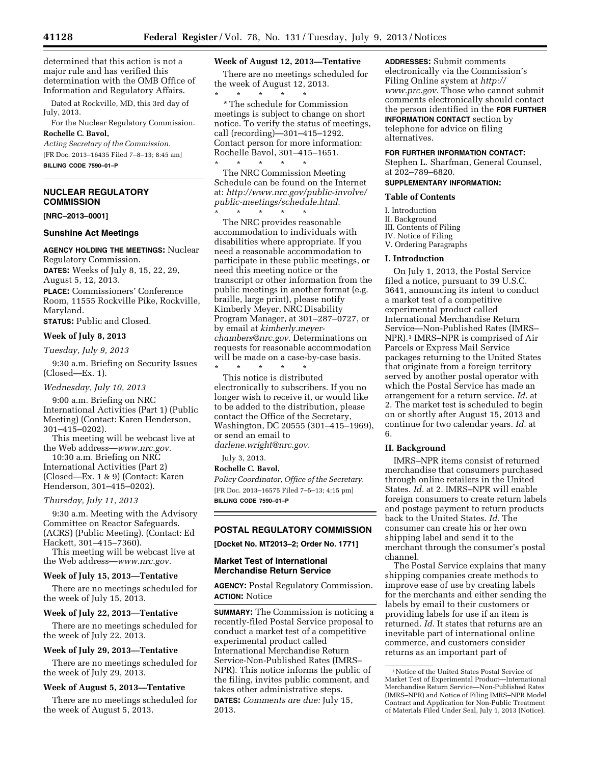determined that this action is not a major rule and has verified this determination with the OMB Office of Information and Regulatory Affairs.

Dated at Rockville, MD, this 3rd day of July, 2013.

For the Nuclear Regulatory Commission.

**Rochelle C. Bavol,**

*Acting Secretary of the Commission.*

[FR Doc. 2013–16435 Filed 7–8–13; 8:45 am]

**BILLING CODE 7590–01–P**

---

## NUCLEAR REGULATORY COMMISSION

**[NRC–2013–0001]**

### Sunshine Act Meetings

**AGENCY HOLDING THE MEETINGS:** Nuclear Regulatory Commission.

**DATES:** Weeks of July 8, 15, 22, 29, August 5, 12, 2013.

**PLACE:** Commissioners' Conference Room, 11555 Rockville Pike, Rockville, Maryland.

**STATUS:** Public and Closed.

#### Week of July 8, 2013

*Tuesday, July 9, 2013*

9:30 a.m. Briefing on Security Issues (Closed—Ex. 1).

*Wednesday, July 10, 2013*

9:00 a.m. Briefing on NRC International Activities (Part 1) (Public Meeting) (Contact: Karen Henderson, 301–415–0202).

This meeting will be webcast live at the Web address—*www.nrc.gov.*

10:30 a.m. Briefing on NRC International Activities (Part 2) (Closed—Ex. 1 & 9) (Contact: Karen Henderson, 301–415–0202).

*Thursday, July 11, 2013*

9:30 a.m. Meeting with the Advisory Committee on Reactor Safeguards. (ACRS) (Public Meeting). (Contact: Ed Hackett, 301–415–7360).

This meeting will be webcast live at the Web address—*www.nrc.gov.*

#### Week of July 15, 2013—Tentative

There are no meetings scheduled for the week of July 15, 2013.

#### Week of July 22, 2013—Tentative

There are no meetings scheduled for the week of July 22, 2013.

#### Week of July 29, 2013—Tentative

There are no meetings scheduled for the week of July 29, 2013.

#### Week of August 5, 2013—Tentative

There are no meetings scheduled for the week of August 5, 2013.

#### Week of August 12, 2013—Tentative

There are no meetings scheduled for the week of August 12, 2013.

\* \* \* \* \*

\* The schedule for Commission meetings is subject to change on short notice. To verify the status of meetings, call (recording)—301–415–1292. Contact person for more information: Rochelle Bavol, 301–415–1651.

\* \* \* \* \*

The NRC Commission Meeting Schedule can be found on the Internet at: *http://www.nrc.gov/public-involve/public-meetings/schedule.html.*

\* \* \* \* \*

The NRC provides reasonable accommodation to individuals with disabilities where appropriate. If you need a reasonable accommodation to participate in these public meetings, or need this meeting notice or the transcript or other information from the public meetings in another format (e.g. braille, large print), please notify Kimberly Meyer, NRC Disability Program Manager, at 301–287–0727, or by email at *kimberly.meyer-chambers@nrc.gov.* Determinations on requests for reasonable accommodation will be made on a case-by-case basis.

\* \* \* \* \*

This notice is distributed electronically to subscribers. If you no longer wish to receive it, or would like to be added to the distribution, please contact the Office of the Secretary, Washington, DC 20555 (301–415–1969), or send an email to *darlene.wright@nrc.gov.*

July 3, 2013.

**Rochelle C. Bavol,**

*Policy Coordinator, Office of the Secretary.*

[FR Doc. 2013–16575 Filed 7–5–13; 4:15 pm]

**BILLING CODE 7590–01–P**

---

## POSTAL REGULATORY COMMISSION

**[Docket No. MT2013–2; Order No. 1771]**

### Market Test of International Merchandise Return Service

**AGENCY:** Postal Regulatory Commission.

**ACTION:** Notice

**SUMMARY:** The Commission is noticing a recently-filed Postal Service proposal to conduct a market test of a competitive experimental product called International Merchandise Return Service-Non-Published Rates (IMRS–NPR). This notice informs the public of the filing, invites public comment, and takes other administrative steps.

**DATES:** *Comments are due:* July 15, 2013.

**ADDRESSES:** Submit comments electronically via the Commission's Filing Online system at *http://www.prc.gov.* Those who cannot submit comments electronically should contact the person identified in the **FOR FURTHER INFORMATION CONTACT** section by telephone for advice on filing alternatives.

**FOR FURTHER INFORMATION CONTACT:** Stephen L. Sharfman, General Counsel, at 202–789–6820.

**SUPPLEMENTARY INFORMATION:**

#### Table of Contents

I. Introduction
II. Background
III. Contents of Filing
IV. Notice of Filing
V. Ordering Paragraphs

#### I. Introduction

On July 1, 2013, the Postal Service filed a notice, pursuant to 39 U.S.C. 3641, announcing its intent to conduct a market test of a competitive experimental product called International Merchandise Return Service—Non-Published Rates (IMRS–NPR).[1] IMRS–NPR is comprised of Air Parcels or Express Mail Service packages returning to the United States that originate from a foreign territory served by another postal operator with which the Postal Service has made an arrangement for a return service. *Id.* at 2. The market test is scheduled to begin on or shortly after August 15, 2013 and continue for two calendar years. *Id.* at 6.

#### II. Background

IMRS–NPR items consist of returned merchandise that consumers purchased through online retailers in the United States. *Id.* at 2. IMRS–NPR will enable foreign consumers to create return labels and postage payment to return products back to the United States. *Id.* The consumer can create his or her own shipping label and send it to the merchant through the consumer's postal channel.

The Postal Service explains that many shipping companies create methods to improve ease of use by creating labels for the merchants and either sending the labels by email to their customers or providing labels for use if an item is returned. *Id.* It states that returns are an inevitable part of international online commerce, and customers consider returns as an important part of

---

[1] Notice of the United States Postal Service of Market Test of Experimental Product—International Merchandise Return Service—Non-Published Rates (IMRS–NPR) and Notice of Filing IMRS–NPR Model Contract and Application for Non-Public Treatment of Materials Filed Under Seal, July 1, 2013 (Notice).